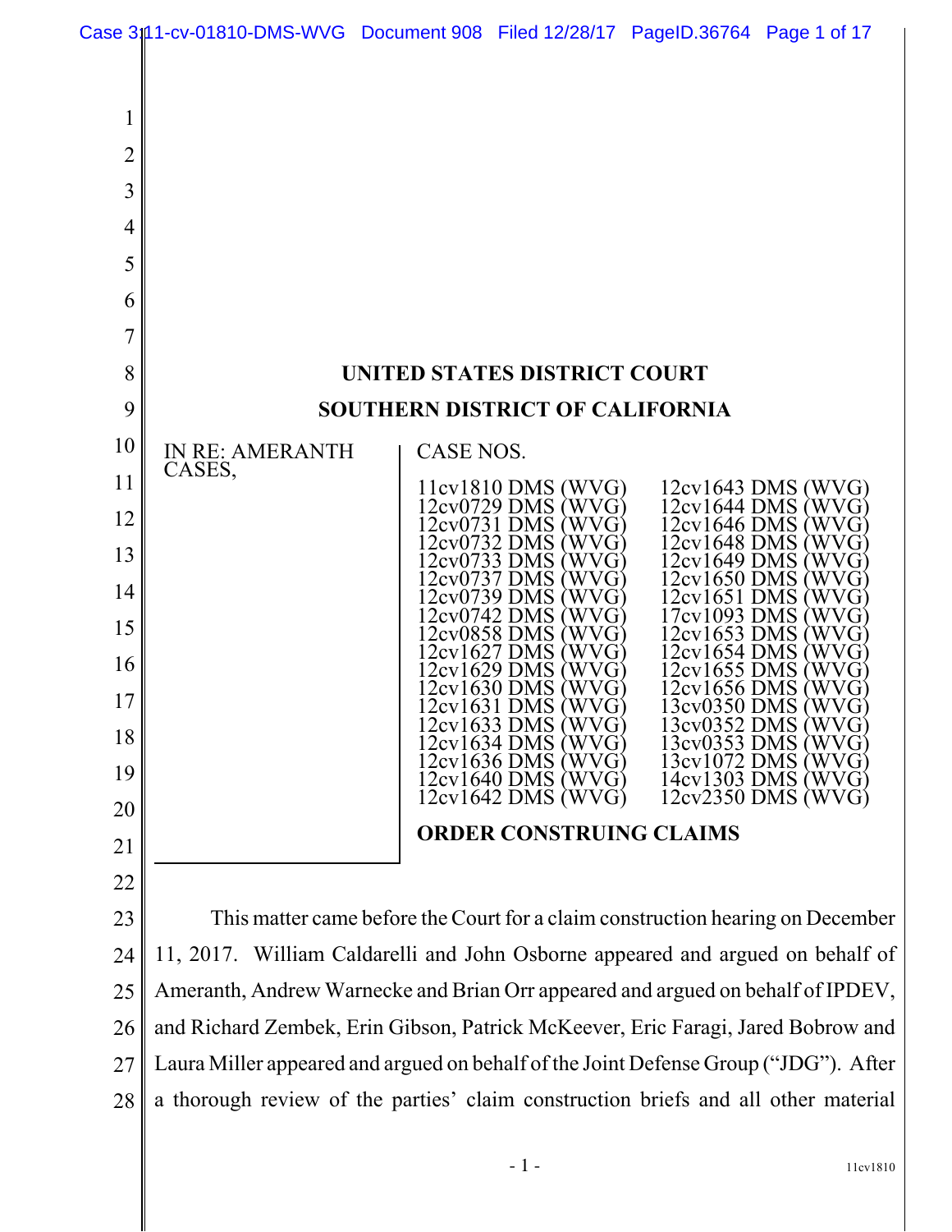**UNITED STATES DISTRICT COURT**

**SOUTHERN DISTRICT OF CALIFORNIA**

IN RE: AMERANTH CASES,

CASE NOS.

| | |
|---|---|
| 11cv1810 DMS (WVG) | 12cv1643 DMS (WVG) |
| 12cv0729 DMS (WVG) | 12cv1644 DMS (WVG) |
| 12cv0731 DMS (WVG) | 12cv1646 DMS (WVG) |
| 12cv0732 DMS (WVG) | 12cv1648 DMS (WVG) |
| 12cv0733 DMS (WVG) | 12cv1649 DMS (WVG) |
| 12cv0737 DMS (WVG) | 12cv1650 DMS (WVG) |
| 12cv0739 DMS (WVG) | 12cv1651 DMS (WVG) |
| 12cv0742 DMS (WVG) | 17cv1093 DMS (WVG) |
| 12cv0858 DMS (WVG) | 12cv1653 DMS (WVG) |
| 12cv1627 DMS (WVG) | 12cv1654 DMS (WVG) |
| 12cv1629 DMS (WVG) | 12cv1655 DMS (WVG) |
| 12cv1630 DMS (WVG) | 12cv1656 DMS (WVG) |
| 12cv1631 DMS (WVG) | 13cv0350 DMS (WVG) |
| 12cv1633 DMS (WVG) | 13cv0352 DMS (WVG) |
| 12cv1634 DMS (WVG) | 13cv0353 DMS (WVG) |
| 12cv1636 DMS (WVG) | 13cv1072 DMS (WVG) |
| 12cv1640 DMS (WVG) | 14cv1303 DMS (WVG) |
| 12cv1642 DMS (WVG) | 12cv2350 DMS (WVG) |

**ORDER CONSTRUING CLAIMS**

This matter came before the Court for a claim construction hearing on December 11, 2017. William Caldarelli and John Osborne appeared and argued on behalf of Ameranth, Andrew Warnecke and Brian Orr appeared and argued on behalf of IPDEV, and Richard Zembek, Erin Gibson, Patrick McKeever, Eric Faragi, Jared Bobrow and Laura Miller appeared and argued on behalf of the Joint Defense Group ("JDG"). After a thorough review of the parties' claim construction briefs and all other material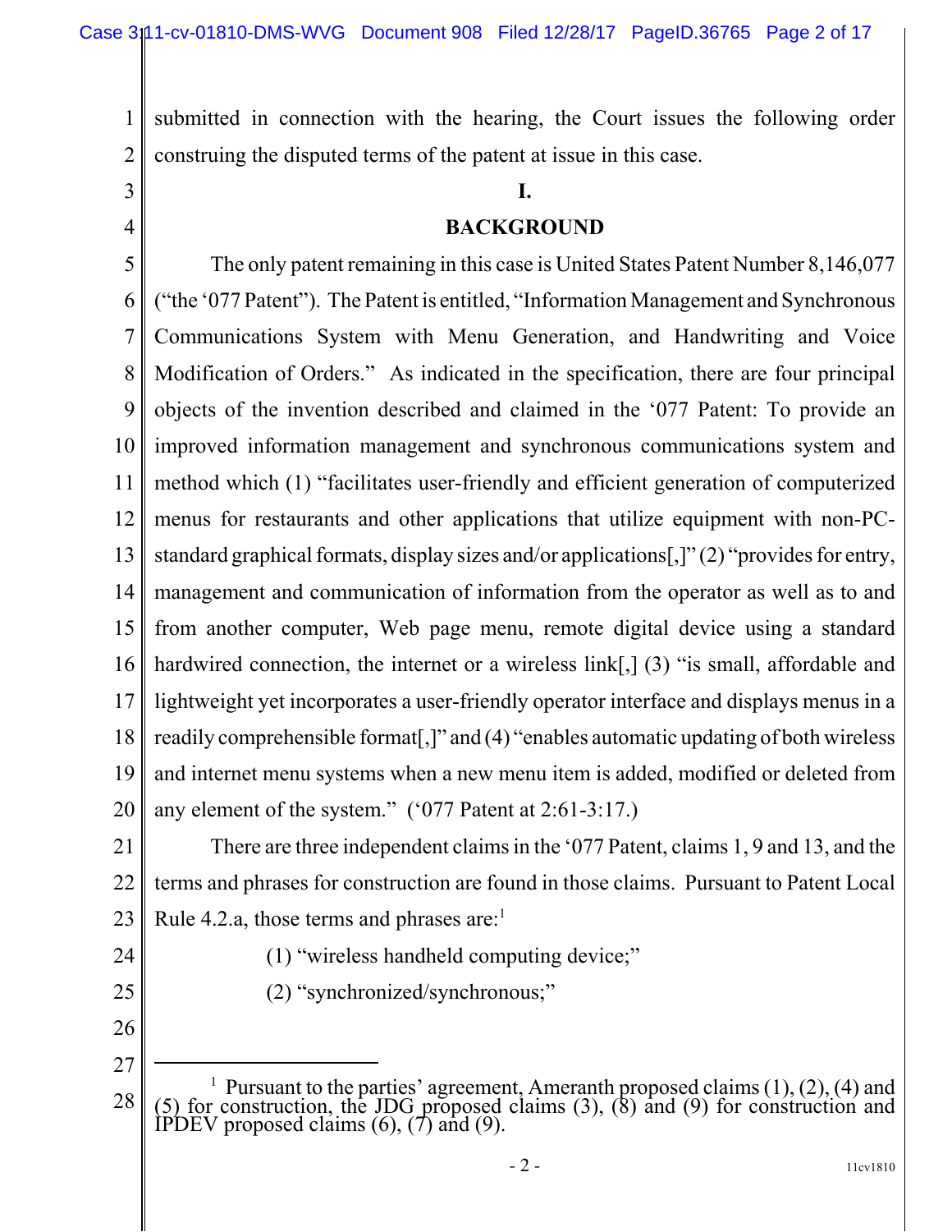submitted in connection with the hearing, the Court issues the following order construing the disputed terms of the patent at issue in this case.

## I.

## BACKGROUND

The only patent remaining in this case is United States Patent Number 8,146,077 ("the '077 Patent"). The Patent is entitled, "Information Management and Synchronous Communications System with Menu Generation, and Handwriting and Voice Modification of Orders." As indicated in the specification, there are four principal objects of the invention described and claimed in the '077 Patent: To provide an improved information management and synchronous communications system and method which (1) "facilitates user-friendly and efficient generation of computerized menus for restaurants and other applications that utilize equipment with non-PC-standard graphical formats, display sizes and/or applications[,]" (2) "provides for entry, management and communication of information from the operator as well as to and from another computer, Web page menu, remote digital device using a standard hardwired connection, the internet or a wireless link[,] (3) "is small, affordable and lightweight yet incorporates a user-friendly operator interface and displays menus in a readily comprehensible format[,]" and (4) "enables automatic updating of both wireless and internet menu systems when a new menu item is added, modified or deleted from any element of the system." ('077 Patent at 2:61-3:17.)

There are three independent claims in the '077 Patent, claims 1, 9 and 13, and the terms and phrases for construction are found in those claims. Pursuant to Patent Local Rule 4.2.a, those terms and phrases are:[1]

(1) "wireless handheld computing device;"

(2) "synchronized/synchronous;"

[1] Pursuant to the parties' agreement, Ameranth proposed claims (1), (2), (4) and (5) for construction, the JDG proposed claims (3), (8) and (9) for construction and IPDEV proposed claims (6), (7) and (9).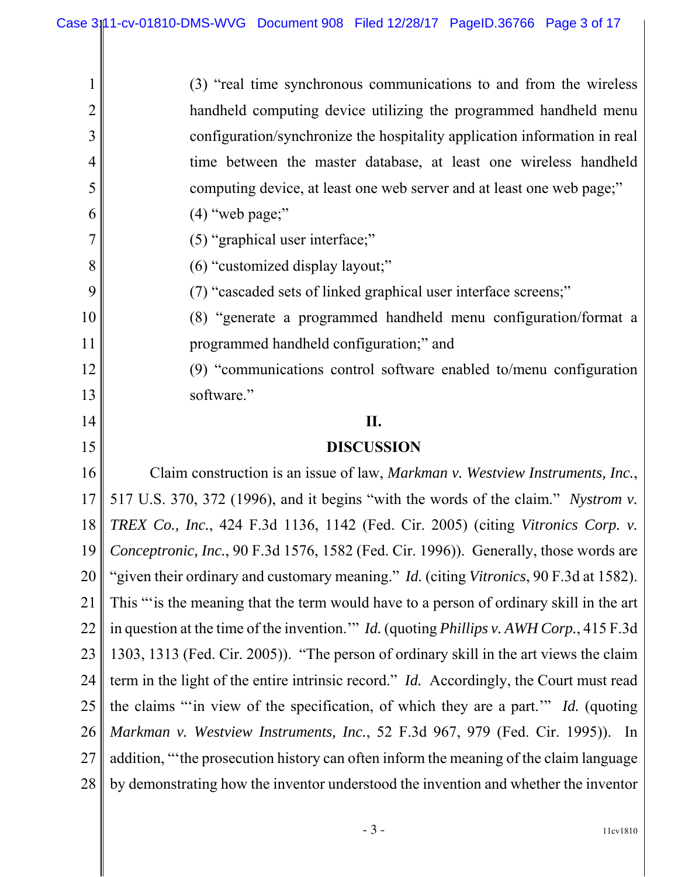(3) "real time synchronous communications to and from the wireless handheld computing device utilizing the programmed handheld menu configuration/synchronize the hospitality application information in real time between the master database, at least one wireless handheld computing device, at least one web server and at least one web page;"

(4) "web page;"

(5) "graphical user interface;"

(6) "customized display layout;"

(7) "cascaded sets of linked graphical user interface screens;"

(8) "generate a programmed handheld menu configuration/format a programmed handheld configuration;" and

(9) "communications control software enabled to/menu configuration software."

## II.

## DISCUSSION

Claim construction is an issue of law, *Markman v. Westview Instruments, Inc.*, 517 U.S. 370, 372 (1996), and it begins "with the words of the claim." *Nystrom v. TREX Co., Inc.*, 424 F.3d 1136, 1142 (Fed. Cir. 2005) (citing *Vitronics Corp. v. Conceptronic, Inc.*, 90 F.3d 1576, 1582 (Fed. Cir. 1996)). Generally, those words are "given their ordinary and customary meaning." *Id.* (citing *Vitronics*, 90 F.3d at 1582). This "'is the meaning that the term would have to a person of ordinary skill in the art in question at the time of the invention.'" *Id.* (quoting *Phillips v. AWH Corp.*, 415 F.3d 1303, 1313 (Fed. Cir. 2005)). "The person of ordinary skill in the art views the claim term in the light of the entire intrinsic record." *Id.* Accordingly, the Court must read the claims "'in view of the specification, of which they are a part.'" *Id.* (quoting *Markman v. Westview Instruments, Inc.*, 52 F.3d 967, 979 (Fed. Cir. 1995)). In addition, "'the prosecution history can often inform the meaning of the claim language by demonstrating how the inventor understood the invention and whether the inventor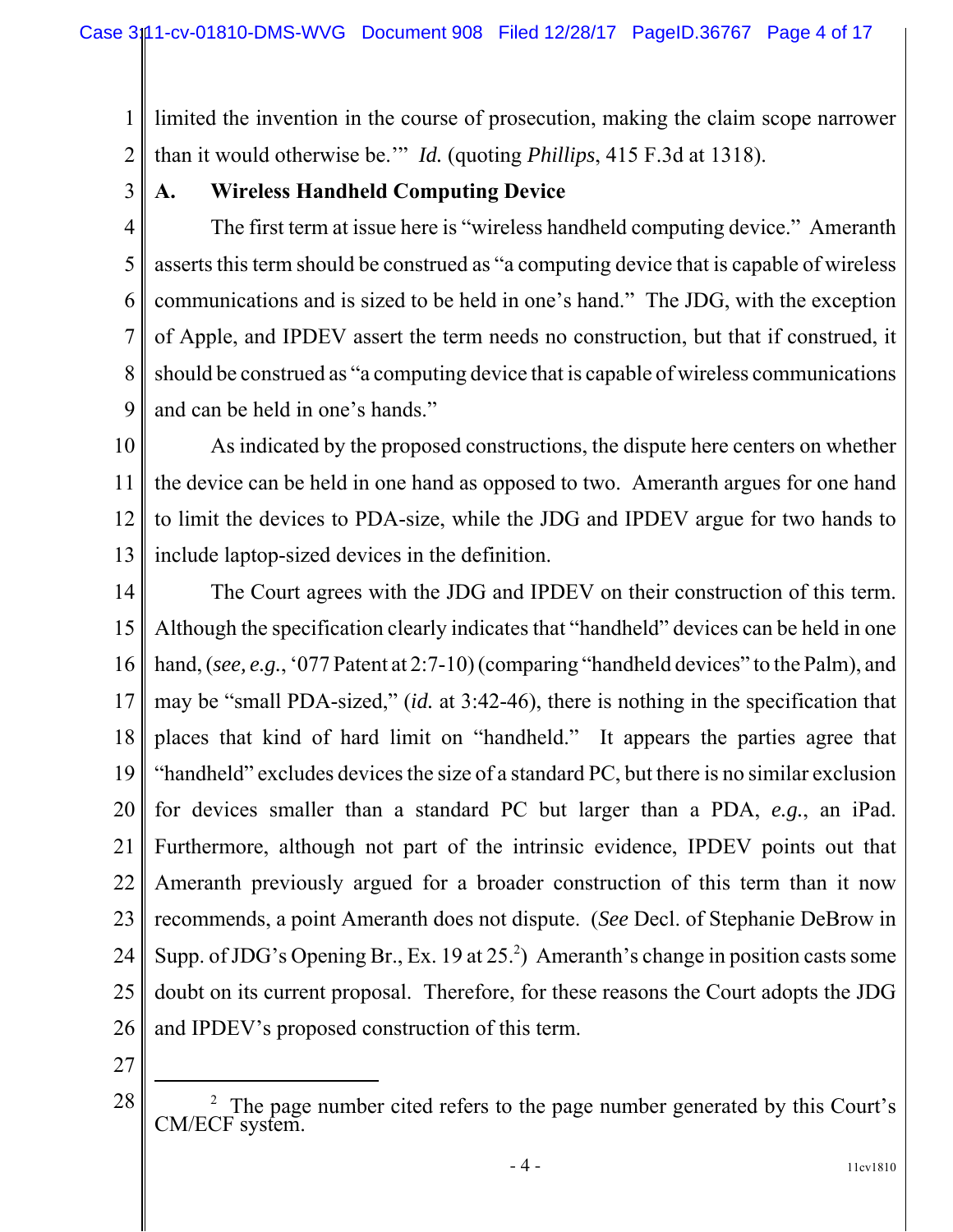limited the invention in the course of prosecution, making the claim scope narrower than it would otherwise be.'" *Id.* (quoting *Phillips*, 415 F.3d at 1318).

### A. Wireless Handheld Computing Device

The first term at issue here is "wireless handheld computing device." Ameranth asserts this term should be construed as "a computing device that is capable of wireless communications and is sized to be held in one's hand." The JDG, with the exception of Apple, and IPDEV assert the term needs no construction, but that if construed, it should be construed as "a computing device that is capable of wireless communications and can be held in one's hands."

As indicated by the proposed constructions, the dispute here centers on whether the device can be held in one hand as opposed to two. Ameranth argues for one hand to limit the devices to PDA-size, while the JDG and IPDEV argue for two hands to include laptop-sized devices in the definition.

The Court agrees with the JDG and IPDEV on their construction of this term. Although the specification clearly indicates that "handheld" devices can be held in one hand, (*see, e.g.*, '077 Patent at 2:7-10) (comparing "handheld devices" to the Palm), and may be "small PDA-sized," (*id.* at 3:42-46), there is nothing in the specification that places that kind of hard limit on "handheld." It appears the parties agree that "handheld" excludes devices the size of a standard PC, but there is no similar exclusion for devices smaller than a standard PC but larger than a PDA, *e.g.*, an iPad. Furthermore, although not part of the intrinsic evidence, IPDEV points out that Ameranth previously argued for a broader construction of this term than it now recommends, a point Ameranth does not dispute. (*See* Decl. of Stephanie DeBrow in Supp. of JDG's Opening Br., Ex. 19 at 25.[2]) Ameranth's change in position casts some doubt on its current proposal. Therefore, for these reasons the Court adopts the JDG and IPDEV's proposed construction of this term.

---

[2] The page number cited refers to the page number generated by this Court's CM/ECF system.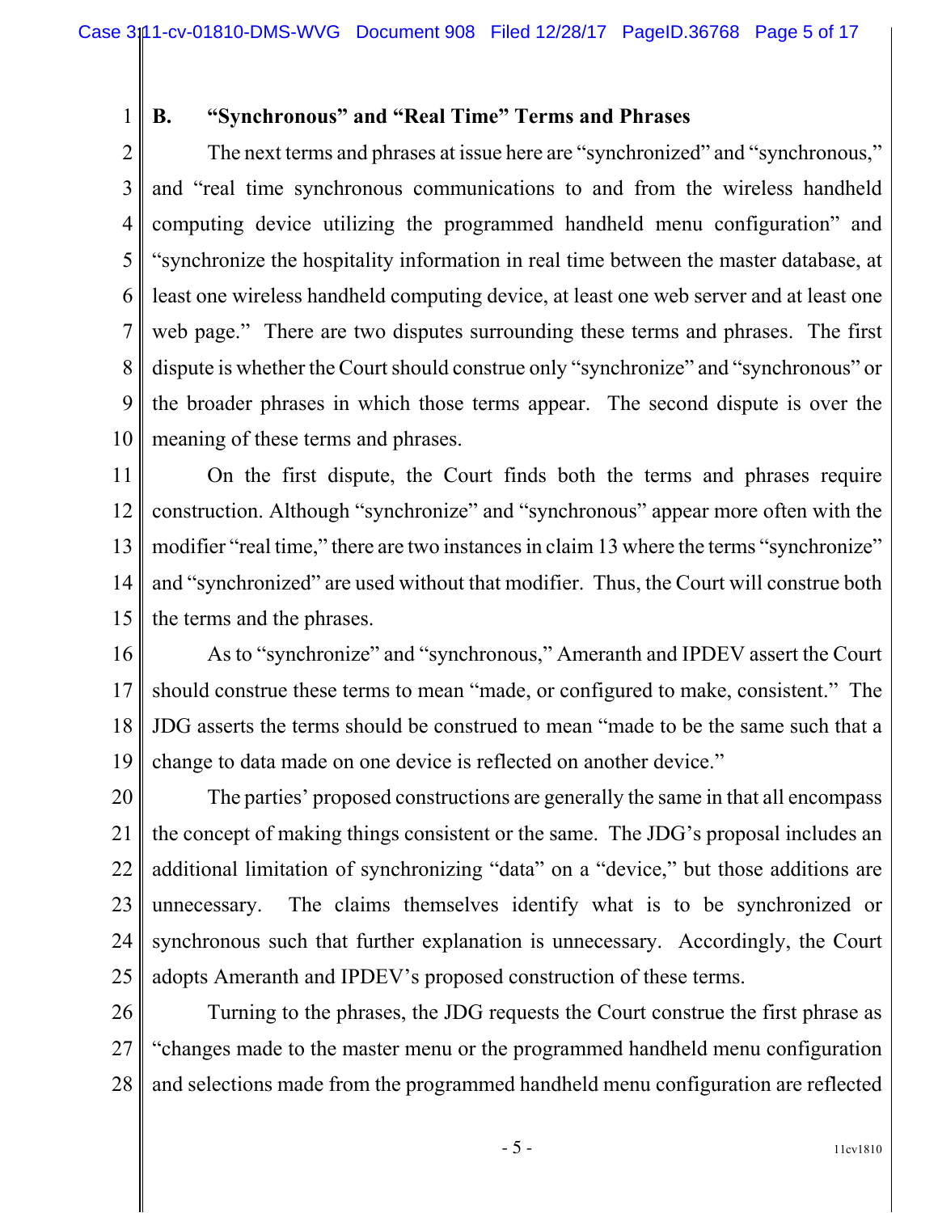### B. "Synchronous" and "Real Time" Terms and Phrases

The next terms and phrases at issue here are "synchronized" and "synchronous," and "real time synchronous communications to and from the wireless handheld computing device utilizing the programmed handheld menu configuration" and "synchronize the hospitality information in real time between the master database, at least one wireless handheld computing device, at least one web server and at least one web page." There are two disputes surrounding these terms and phrases. The first dispute is whether the Court should construe only "synchronize" and "synchronous" or the broader phrases in which those terms appear. The second dispute is over the meaning of these terms and phrases.

On the first dispute, the Court finds both the terms and phrases require construction. Although "synchronize" and "synchronous" appear more often with the modifier "real time," there are two instances in claim 13 where the terms "synchronize" and "synchronized" are used without that modifier. Thus, the Court will construe both the terms and the phrases.

As to "synchronize" and "synchronous," Ameranth and IPDEV assert the Court should construe these terms to mean "made, or configured to make, consistent." The JDG asserts the terms should be construed to mean "made to be the same such that a change to data made on one device is reflected on another device."

The parties' proposed constructions are generally the same in that all encompass the concept of making things consistent or the same. The JDG's proposal includes an additional limitation of synchronizing "data" on a "device," but those additions are unnecessary. The claims themselves identify what is to be synchronized or synchronous such that further explanation is unnecessary. Accordingly, the Court adopts Ameranth and IPDEV's proposed construction of these terms.

Turning to the phrases, the JDG requests the Court construe the first phrase as "changes made to the master menu or the programmed handheld menu configuration and selections made from the programmed handheld menu configuration are reflected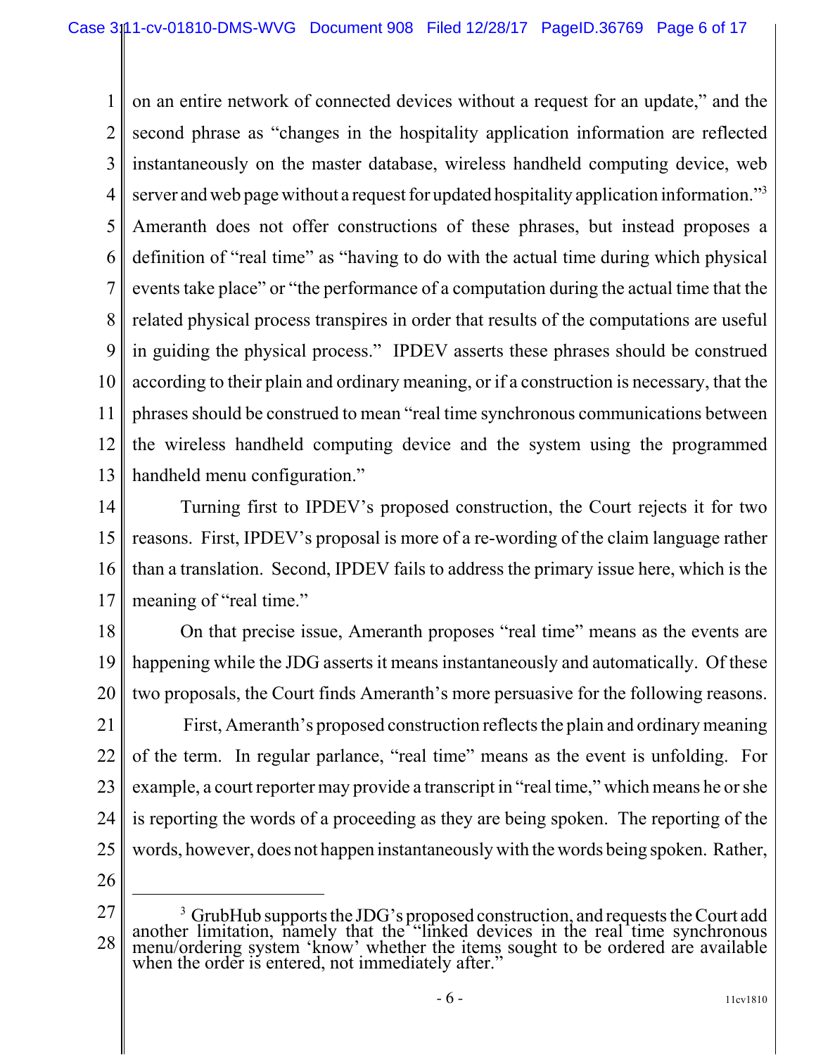on an entire network of connected devices without a request for an update," and the second phrase as "changes in the hospitality application information are reflected instantaneously on the master database, wireless handheld computing device, web server and web page without a request for updated hospitality application information."[3] Ameranth does not offer constructions of these phrases, but instead proposes a definition of "real time" as "having to do with the actual time during which physical events take place" or "the performance of a computation during the actual time that the related physical process transpires in order that results of the computations are useful in guiding the physical process." IPDEV asserts these phrases should be construed according to their plain and ordinary meaning, or if a construction is necessary, that the phrases should be construed to mean "real time synchronous communications between the wireless handheld computing device and the system using the programmed handheld menu configuration."

Turning first to IPDEV's proposed construction, the Court rejects it for two reasons. First, IPDEV's proposal is more of a re-wording of the claim language rather than a translation. Second, IPDEV fails to address the primary issue here, which is the meaning of "real time."

On that precise issue, Ameranth proposes "real time" means as the events are happening while the JDG asserts it means instantaneously and automatically. Of these two proposals, the Court finds Ameranth's more persuasive for the following reasons.

First, Ameranth's proposed construction reflects the plain and ordinary meaning of the term. In regular parlance, "real time" means as the event is unfolding. For example, a court reporter may provide a transcript in "real time," which means he or she is reporting the words of a proceeding as they are being spoken. The reporting of the words, however, does not happen instantaneously with the words being spoken. Rather,

---

[3] GrubHub supports the JDG's proposed construction, and requests the Court add another limitation, namely that the "linked devices in the real time synchronous menu/ordering system 'know' whether the items sought to be ordered are available when the order is entered, not immediately after."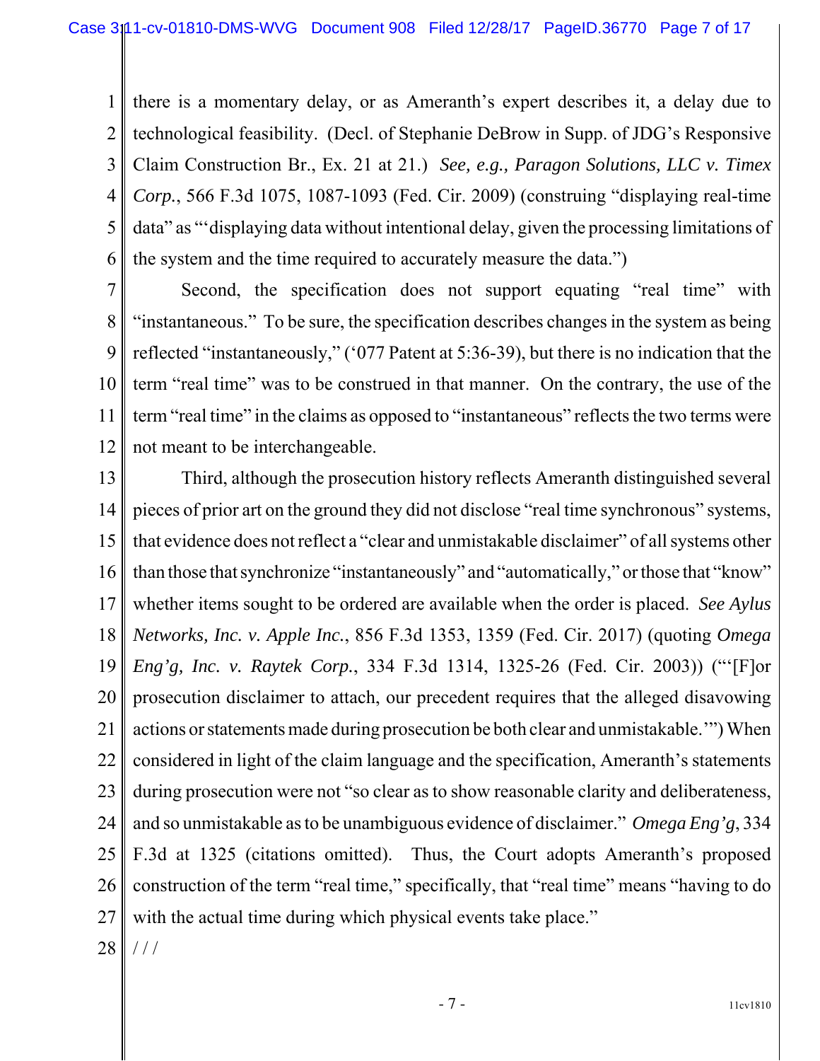there is a momentary delay, or as Ameranth's expert describes it, a delay due to technological feasibility. (Decl. of Stephanie DeBrow in Supp. of JDG's Responsive Claim Construction Br., Ex. 21 at 21.) *See, e.g., Paragon Solutions, LLC v. Timex Corp.*, 566 F.3d 1075, 1087-1093 (Fed. Cir. 2009) (construing "displaying real-time data" as "'displaying data without intentional delay, given the processing limitations of the system and the time required to accurately measure the data.")

Second, the specification does not support equating "real time" with "instantaneous." To be sure, the specification describes changes in the system as being reflected "instantaneously," ('077 Patent at 5:36-39), but there is no indication that the term "real time" was to be construed in that manner. On the contrary, the use of the term "real time" in the claims as opposed to "instantaneous" reflects the two terms were not meant to be interchangeable.

Third, although the prosecution history reflects Ameranth distinguished several pieces of prior art on the ground they did not disclose "real time synchronous" systems, that evidence does not reflect a "clear and unmistakable disclaimer" of all systems other than those that synchronize "instantaneously" and "automatically," or those that "know" whether items sought to be ordered are available when the order is placed. *See Aylus Networks, Inc. v. Apple Inc.*, 856 F.3d 1353, 1359 (Fed. Cir. 2017) (quoting *Omega Eng'g, Inc. v. Raytek Corp.*, 334 F.3d 1314, 1325-26 (Fed. Cir. 2003)) ("'[F]or prosecution disclaimer to attach, our precedent requires that the alleged disavowing actions or statements made during prosecution be both clear and unmistakable.'") When considered in light of the claim language and the specification, Ameranth's statements during prosecution were not "so clear as to show reasonable clarity and deliberateness, and so unmistakable as to be unambiguous evidence of disclaimer." *Omega Eng'g*, 334 F.3d at 1325 (citations omitted). Thus, the Court adopts Ameranth's proposed construction of the term "real time," specifically, that "real time" means "having to do with the actual time during which physical events take place."

/ / /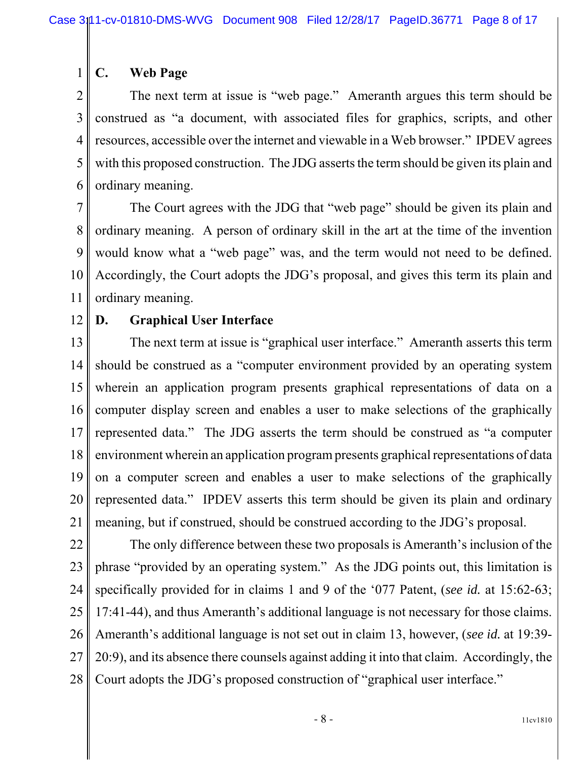### C. Web Page

The next term at issue is "web page." Ameranth argues this term should be construed as "a document, with associated files for graphics, scripts, and other resources, accessible over the internet and viewable in a Web browser." IPDEV agrees with this proposed construction. The JDG asserts the term should be given its plain and ordinary meaning.

The Court agrees with the JDG that "web page" should be given its plain and ordinary meaning. A person of ordinary skill in the art at the time of the invention would know what a "web page" was, and the term would not need to be defined. Accordingly, the Court adopts the JDG's proposal, and gives this term its plain and ordinary meaning.

### D. Graphical User Interface

The next term at issue is "graphical user interface." Ameranth asserts this term should be construed as a "computer environment provided by an operating system wherein an application program presents graphical representations of data on a computer display screen and enables a user to make selections of the graphically represented data." The JDG asserts the term should be construed as "a computer environment wherein an application program presents graphical representations of data on a computer screen and enables a user to make selections of the graphically represented data." IPDEV asserts this term should be given its plain and ordinary meaning, but if construed, should be construed according to the JDG's proposal.

The only difference between these two proposals is Ameranth's inclusion of the phrase "provided by an operating system." As the JDG points out, this limitation is specifically provided for in claims 1 and 9 of the '077 Patent, (*see id.* at 15:62-63; 17:41-44), and thus Ameranth's additional language is not necessary for those claims. Ameranth's additional language is not set out in claim 13, however, (*see id.* at 19:39-20:9), and its absence there counsels against adding it into that claim. Accordingly, the Court adopts the JDG's proposed construction of "graphical user interface."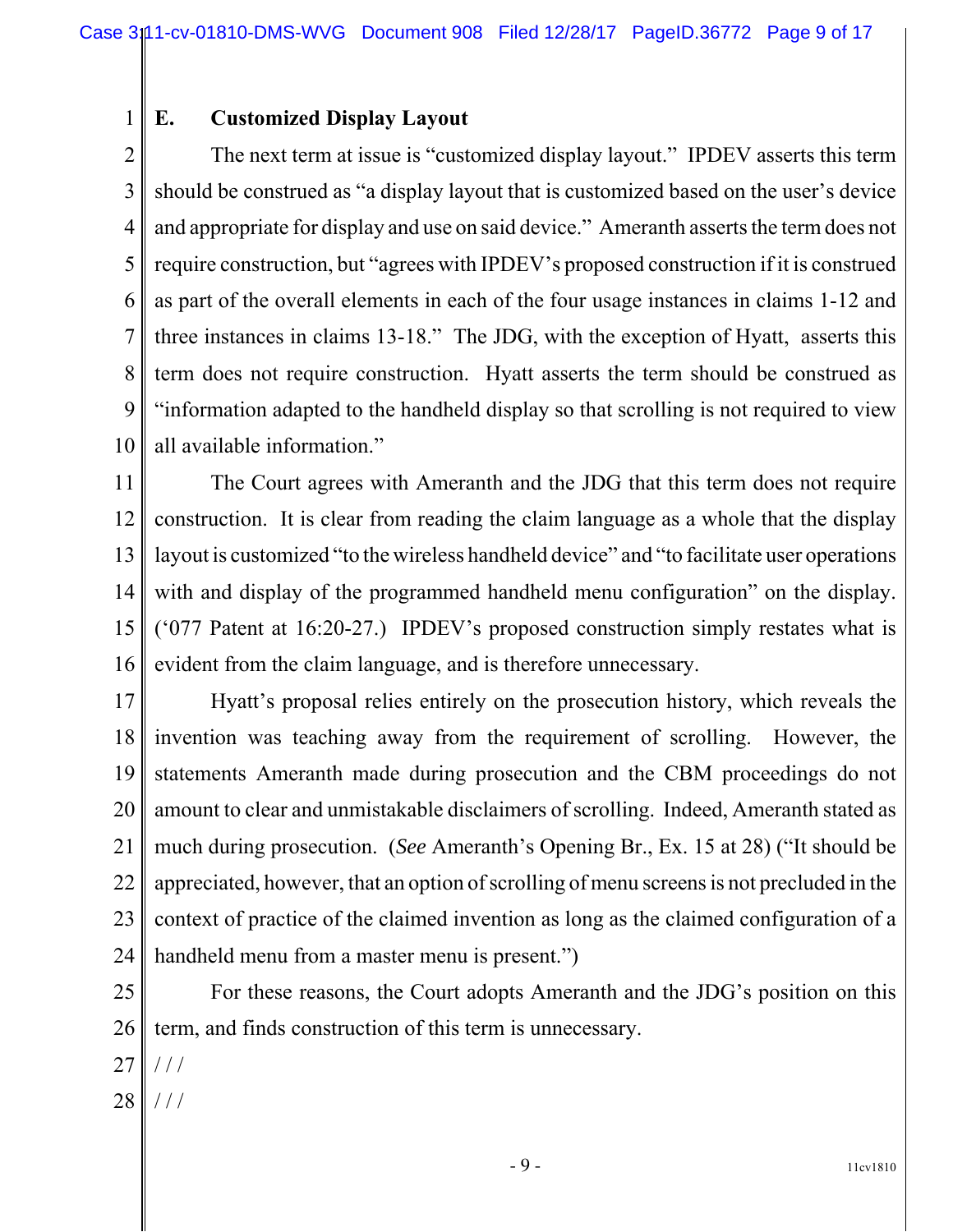### E. Customized Display Layout

The next term at issue is "customized display layout." IPDEV asserts this term should be construed as "a display layout that is customized based on the user's device and appropriate for display and use on said device." Ameranth asserts the term does not require construction, but "agrees with IPDEV's proposed construction if it is construed as part of the overall elements in each of the four usage instances in claims 1-12 and three instances in claims 13-18." The JDG, with the exception of Hyatt, asserts this term does not require construction. Hyatt asserts the term should be construed as "information adapted to the handheld display so that scrolling is not required to view all available information."

The Court agrees with Ameranth and the JDG that this term does not require construction. It is clear from reading the claim language as a whole that the display layout is customized "to the wireless handheld device" and "to facilitate user operations with and display of the programmed handheld menu configuration" on the display. ('077 Patent at 16:20-27.) IPDEV's proposed construction simply restates what is evident from the claim language, and is therefore unnecessary.

Hyatt's proposal relies entirely on the prosecution history, which reveals the invention was teaching away from the requirement of scrolling. However, the statements Ameranth made during prosecution and the CBM proceedings do not amount to clear and unmistakable disclaimers of scrolling. Indeed, Ameranth stated as much during prosecution. (*See* Ameranth's Opening Br., Ex. 15 at 28) ("It should be appreciated, however, that an option of scrolling of menu screens is not precluded in the context of practice of the claimed invention as long as the claimed configuration of a handheld menu from a master menu is present.")

For these reasons, the Court adopts Ameranth and the JDG's position on this term, and finds construction of this term is unnecessary.

/ / /

/ / /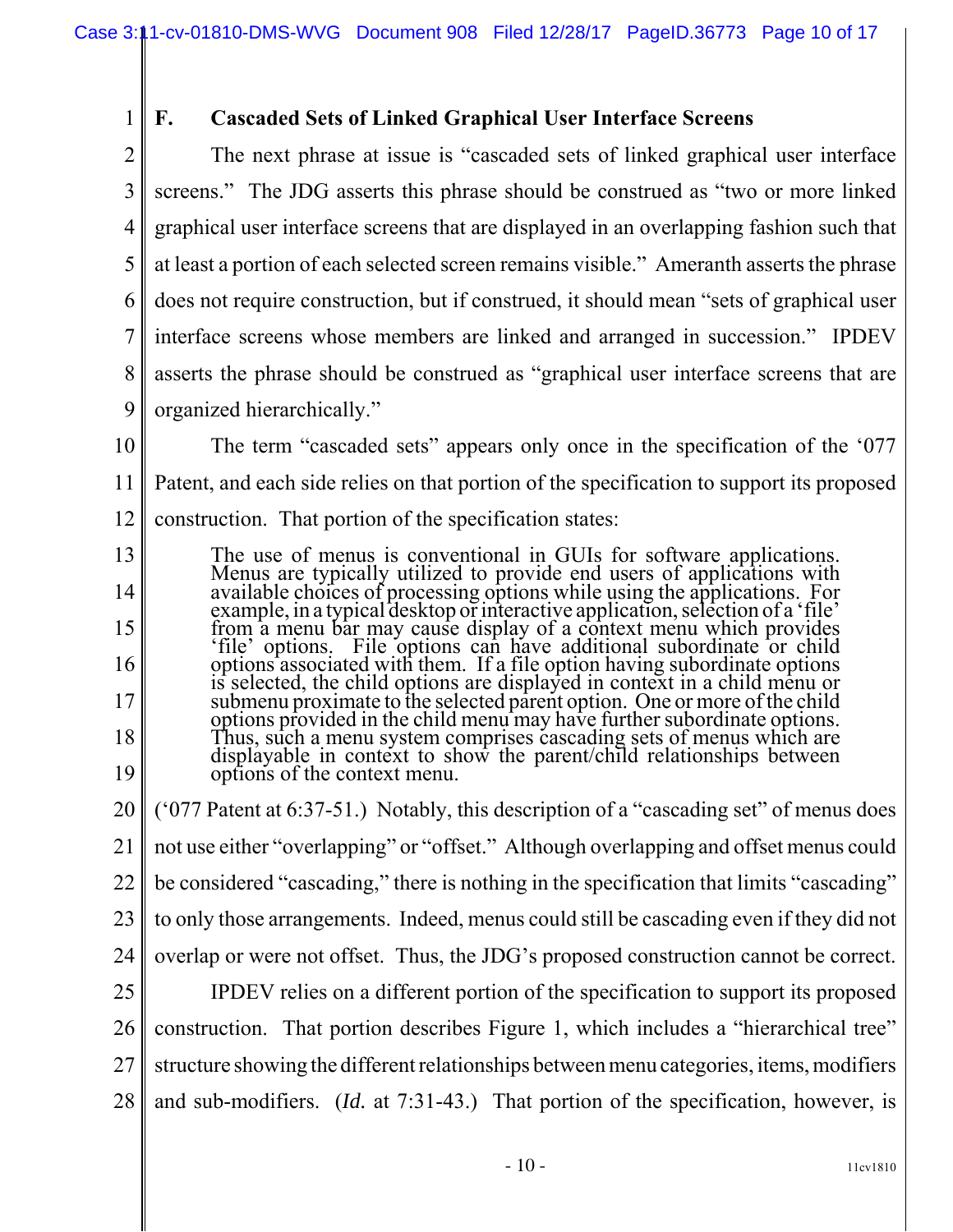### F. Cascaded Sets of Linked Graphical User Interface Screens

The next phrase at issue is "cascaded sets of linked graphical user interface screens." The JDG asserts this phrase should be construed as "two or more linked graphical user interface screens that are displayed in an overlapping fashion such that at least a portion of each selected screen remains visible." Ameranth asserts the phrase does not require construction, but if construed, it should mean "sets of graphical user interface screens whose members are linked and arranged in succession." IPDEV asserts the phrase should be construed as "graphical user interface screens that are organized hierarchically."

The term "cascaded sets" appears only once in the specification of the '077 Patent, and each side relies on that portion of the specification to support its proposed construction. That portion of the specification states:

> The use of menus is conventional in GUIs for software applications. Menus are typically utilized to provide end users of applications with available choices of processing options while using the applications. For example, in a typical desktop or interactive application, selection of a 'file' from a menu bar may cause display of a context menu which provides 'file' options. File options can have additional subordinate or child options associated with them. If a file option having subordinate options is selected, the child options are displayed in context in a child menu or submenu proximate to the selected parent option. One or more of the child options provided in the child menu may have further subordinate options. Thus, such a menu system comprises cascading sets of menus which are displayable in context to show the parent/child relationships between options of the context menu.

('077 Patent at 6:37-51.) Notably, this description of a "cascading set" of menus does not use either "overlapping" or "offset." Although overlapping and offset menus could be considered "cascading," there is nothing in the specification that limits "cascading" to only those arrangements. Indeed, menus could still be cascading even if they did not overlap or were not offset. Thus, the JDG's proposed construction cannot be correct.

IPDEV relies on a different portion of the specification to support its proposed construction. That portion describes Figure 1, which includes a "hierarchical tree" structure showing the different relationships between menu categories, items, modifiers and sub-modifiers. (*Id.* at 7:31-43.) That portion of the specification, however, is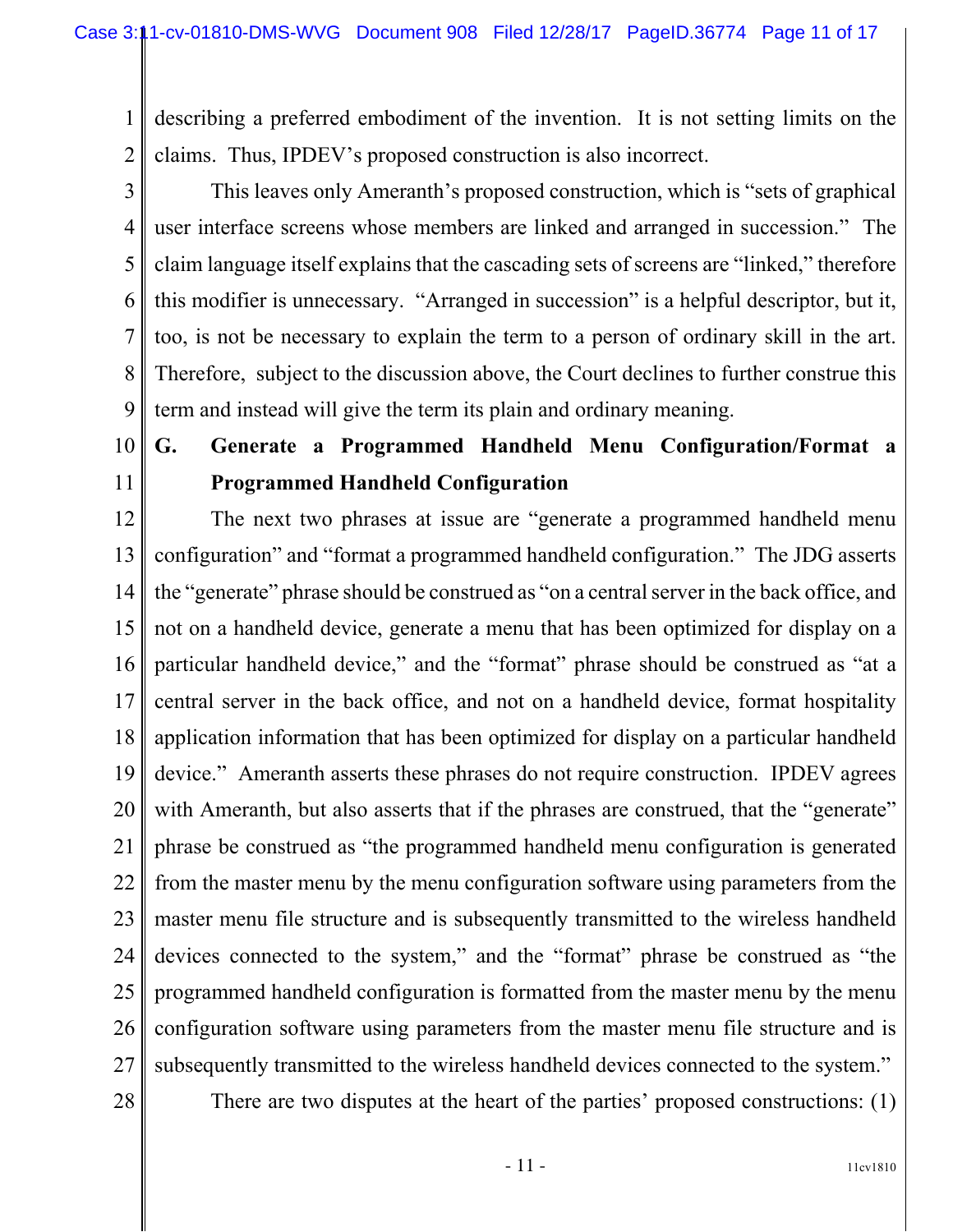describing a preferred embodiment of the invention. It is not setting limits on the claims. Thus, IPDEV's proposed construction is also incorrect.

This leaves only Ameranth's proposed construction, which is "sets of graphical user interface screens whose members are linked and arranged in succession." The claim language itself explains that the cascading sets of screens are "linked," therefore this modifier is unnecessary. "Arranged in succession" is a helpful descriptor, but it, too, is not be necessary to explain the term to a person of ordinary skill in the art. Therefore, subject to the discussion above, the Court declines to further construe this term and instead will give the term its plain and ordinary meaning.

## G. Generate a Programmed Handheld Menu Configuration/Format a Programmed Handheld Configuration

The next two phrases at issue are "generate a programmed handheld menu configuration" and "format a programmed handheld configuration." The JDG asserts the "generate" phrase should be construed as "on a central server in the back office, and not on a handheld device, generate a menu that has been optimized for display on a particular handheld device," and the "format" phrase should be construed as "at a central server in the back office, and not on a handheld device, format hospitality application information that has been optimized for display on a particular handheld device." Ameranth asserts these phrases do not require construction. IPDEV agrees with Ameranth, but also asserts that if the phrases are construed, that the "generate" phrase be construed as "the programmed handheld menu configuration is generated from the master menu by the menu configuration software using parameters from the master menu file structure and is subsequently transmitted to the wireless handheld devices connected to the system," and the "format" phrase be construed as "the programmed handheld configuration is formatted from the master menu by the menu configuration software using parameters from the master menu file structure and is subsequently transmitted to the wireless handheld devices connected to the system."

There are two disputes at the heart of the parties' proposed constructions: (1)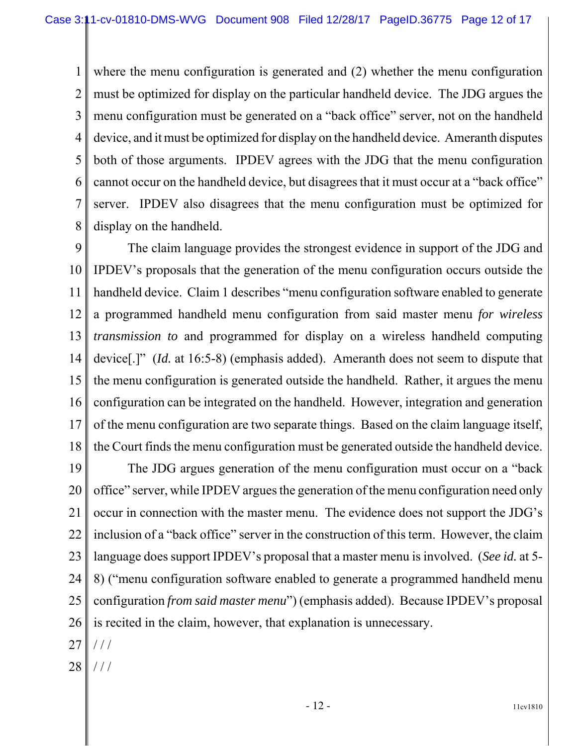where the menu configuration is generated and (2) whether the menu configuration must be optimized for display on the particular handheld device. The JDG argues the menu configuration must be generated on a "back office" server, not on the handheld device, and it must be optimized for display on the handheld device. Ameranth disputes both of those arguments. IPDEV agrees with the JDG that the menu configuration cannot occur on the handheld device, but disagrees that it must occur at a "back office" server. IPDEV also disagrees that the menu configuration must be optimized for display on the handheld.

The claim language provides the strongest evidence in support of the JDG and IPDEV's proposals that the generation of the menu configuration occurs outside the handheld device. Claim 1 describes "menu configuration software enabled to generate a programmed handheld menu configuration from said master menu *for wireless transmission to* and programmed for display on a wireless handheld computing device[.]" (*Id.* at 16:5-8) (emphasis added). Ameranth does not seem to dispute that the menu configuration is generated outside the handheld. Rather, it argues the menu configuration can be integrated on the handheld. However, integration and generation of the menu configuration are two separate things. Based on the claim language itself, the Court finds the menu configuration must be generated outside the handheld device.

The JDG argues generation of the menu configuration must occur on a "back office" server, while IPDEV argues the generation of the menu configuration need only occur in connection with the master menu. The evidence does not support the JDG's inclusion of a "back office" server in the construction of this term. However, the claim language does support IPDEV's proposal that a master menu is involved. (*See id.* at 5-8) ("menu configuration software enabled to generate a programmed handheld menu configuration *from said master menu*") (emphasis added). Because IPDEV's proposal is recited in the claim, however, that explanation is unnecessary.

/ / /

/ / /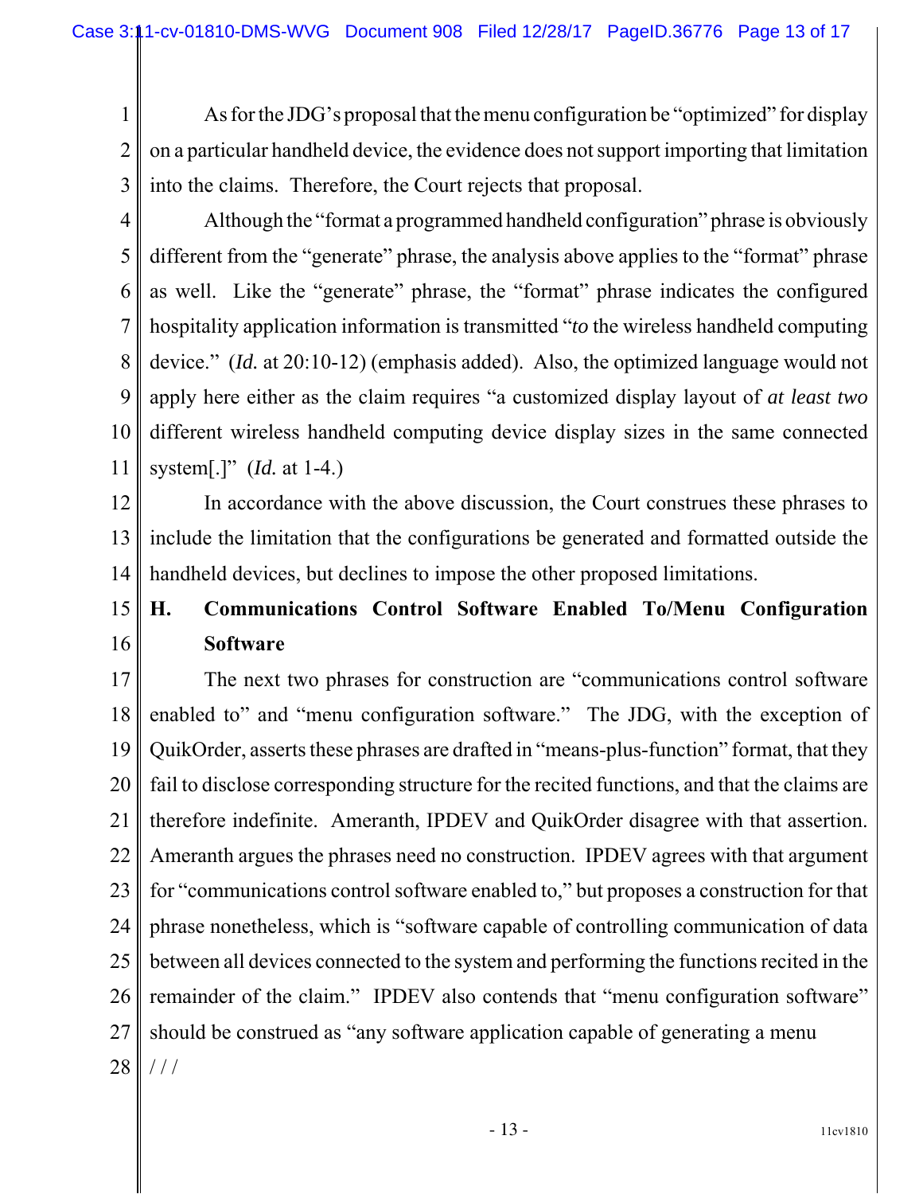As for the JDG's proposal that the menu configuration be "optimized" for display on a particular handheld device, the evidence does not support importing that limitation into the claims. Therefore, the Court rejects that proposal.

Although the "format a programmed handheld configuration" phrase is obviously different from the "generate" phrase, the analysis above applies to the "format" phrase as well. Like the "generate" phrase, the "format" phrase indicates the configured hospitality application information is transmitted "*to* the wireless handheld computing device." (*Id.* at 20:10-12) (emphasis added). Also, the optimized language would not apply here either as the claim requires "a customized display layout of *at least two* different wireless handheld computing device display sizes in the same connected system[.]" (*Id.* at 1-4.)

In accordance with the above discussion, the Court construes these phrases to include the limitation that the configurations be generated and formatted outside the handheld devices, but declines to impose the other proposed limitations.

### H. Communications Control Software Enabled To/Menu Configuration Software

The next two phrases for construction are "communications control software enabled to" and "menu configuration software." The JDG, with the exception of QuikOrder, asserts these phrases are drafted in "means-plus-function" format, that they fail to disclose corresponding structure for the recited functions, and that the claims are therefore indefinite. Ameranth, IPDEV and QuikOrder disagree with that assertion. Ameranth argues the phrases need no construction. IPDEV agrees with that argument for "communications control software enabled to," but proposes a construction for that phrase nonetheless, which is "software capable of controlling communication of data between all devices connected to the system and performing the functions recited in the remainder of the claim." IPDEV also contends that "menu configuration software" should be construed as "any software application capable of generating a menu

/ / /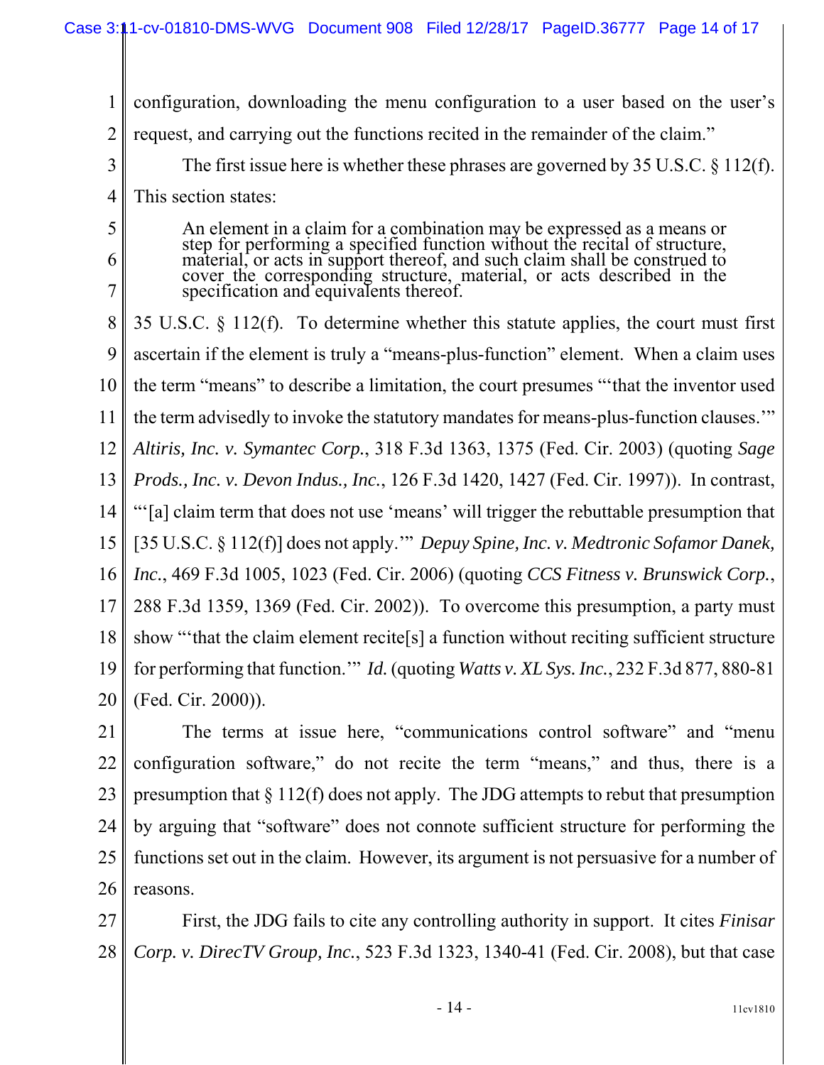configuration, downloading the menu configuration to a user based on the user's request, and carrying out the functions recited in the remainder of the claim."

The first issue here is whether these phrases are governed by 35 U.S.C. § 112(f). This section states:

> An element in a claim for a combination may be expressed as a means or step for performing a specified function without the recital of structure, material, or acts in support thereof, and such claim shall be construed to cover the corresponding structure, material, or acts described in the specification and equivalents thereof.

35 U.S.C. § 112(f). To determine whether this statute applies, the court must first ascertain if the element is truly a "means-plus-function" element. When a claim uses the term "means" to describe a limitation, the court presumes "'that the inventor used the term advisedly to invoke the statutory mandates for means-plus-function clauses.'" *Altiris, Inc. v. Symantec Corp.*, 318 F.3d 1363, 1375 (Fed. Cir. 2003) (quoting *Sage Prods., Inc. v. Devon Indus., Inc.*, 126 F.3d 1420, 1427 (Fed. Cir. 1997)). In contrast, "'[a] claim term that does not use 'means' will trigger the rebuttable presumption that [35 U.S.C. § 112(f)] does not apply.'" *Depuy Spine, Inc. v. Medtronic Sofamor Danek, Inc.*, 469 F.3d 1005, 1023 (Fed. Cir. 2006) (quoting *CCS Fitness v. Brunswick Corp.*, 288 F.3d 1359, 1369 (Fed. Cir. 2002)). To overcome this presumption, a party must show "'that the claim element recite[s] a function without reciting sufficient structure for performing that function.'" *Id.* (quoting *Watts v. XL Sys. Inc.*, 232 F.3d 877, 880-81 (Fed. Cir. 2000)).

The terms at issue here, "communications control software" and "menu configuration software," do not recite the term "means," and thus, there is a presumption that § 112(f) does not apply. The JDG attempts to rebut that presumption by arguing that "software" does not connote sufficient structure for performing the functions set out in the claim. However, its argument is not persuasive for a number of reasons.

First, the JDG fails to cite any controlling authority in support. It cites *Finisar Corp. v. DirecTV Group, Inc.*, 523 F.3d 1323, 1340-41 (Fed. Cir. 2008), but that case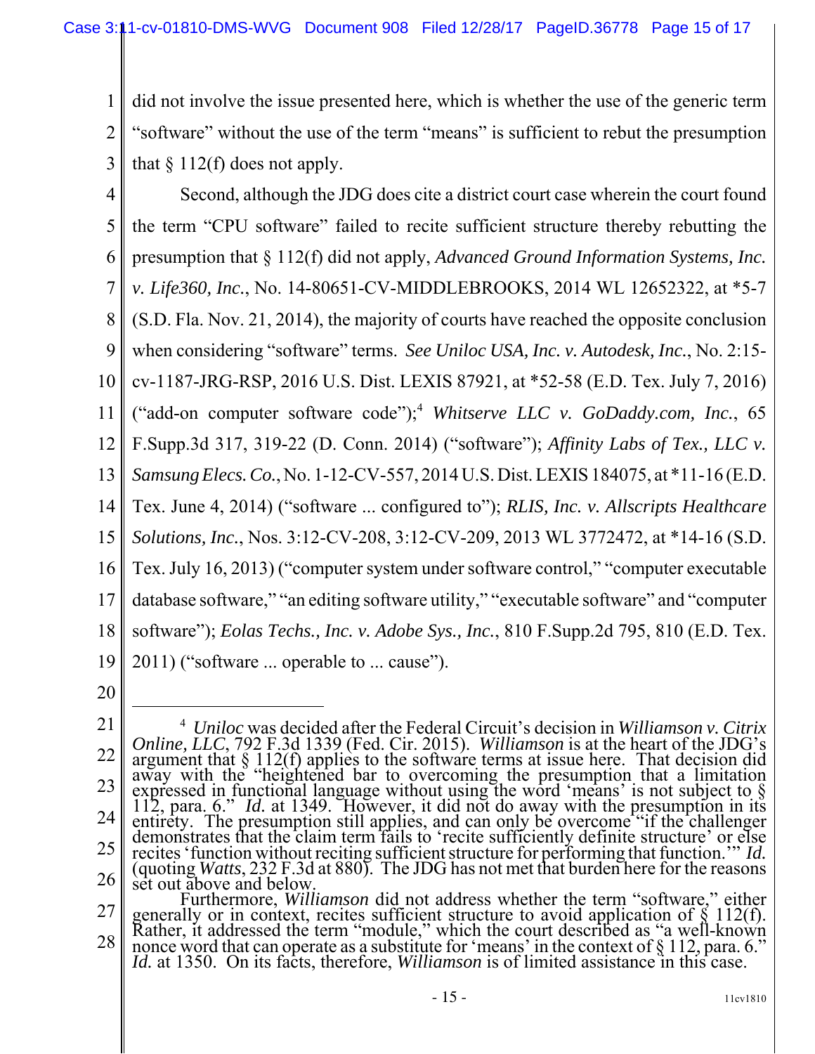did not involve the issue presented here, which is whether the use of the generic term "software" without the use of the term "means" is sufficient to rebut the presumption that § 112(f) does not apply.

Second, although the JDG does cite a district court case wherein the court found the term "CPU software" failed to recite sufficient structure thereby rebutting the presumption that § 112(f) did not apply, *Advanced Ground Information Systems, Inc. v. Life360, Inc.*, No. 14-80651-CV-MIDDLEBROOKS, 2014 WL 12652322, at *5-7 (S.D. Fla. Nov. 21, 2014), the majority of courts have reached the opposite conclusion when considering "software" terms. *See Uniloc USA, Inc. v. Autodesk, Inc.*, No. 2:15-cv-1187-JRG-RSP, 2016 U.S. Dist. LEXIS 87921, at *52-58 (E.D. Tex. July 7, 2016) ("add-on computer software code");[4] *Whitserve LLC v. GoDaddy.com, Inc.*, 65 F.Supp.3d 317, 319-22 (D. Conn. 2014) ("software"); *Affinity Labs of Tex., LLC v. Samsung Elecs. Co.*, No. 1-12-CV-557, 2014 U.S. Dist. LEXIS 184075, at *11-16 (E.D. Tex. June 4, 2014) ("software ... configured to"); *RLIS, Inc. v. Allscripts Healthcare Solutions, Inc.*, Nos. 3:12-CV-208, 3:12-CV-209, 2013 WL 3772472, at *14-16 (S.D. Tex. July 16, 2013) ("computer system under software control," "computer executable database software," "an editing software utility," "executable software" and "computer software"); *Eolas Techs., Inc. v. Adobe Sys., Inc.*, 810 F.Supp.2d 795, 810 (E.D. Tex. 2011) ("software ... operable to ... cause").

---

[4] *Uniloc* was decided after the Federal Circuit's decision in *Williamson v. Citrix Online, LLC*, 792 F.3d 1339 (Fed. Cir. 2015). *Williamson* is at the heart of the JDG's argument that § 112(f) applies to the software terms at issue here. That decision did away with the "heightened bar to overcoming the presumption that a limitation expressed in functional language without using the word 'means' is not subject to § 112, para. 6." *Id.* at 1349. However, it did not do away with the presumption in its entirety. The presumption still applies, and can only be overcome "if the challenger demonstrates that the claim term fails to 'recite sufficiently definite structure' or else recites 'function without reciting sufficient structure for performing that function.'" *Id.* (quoting *Watts*, 232 F.3d at 880). The JDG has not met that burden here for the reasons set out above and below.

Furthermore, *Williamson* did not address whether the term "software," either generally or in context, recites sufficient structure to avoid application of § 112(f). Rather, it addressed the term "module," which the court described as "a well-known nonce word that can operate as a substitute for 'means' in the context of § 112, para. 6." *Id.* at 1350. On its facts, therefore, *Williamson* is of limited assistance in this case.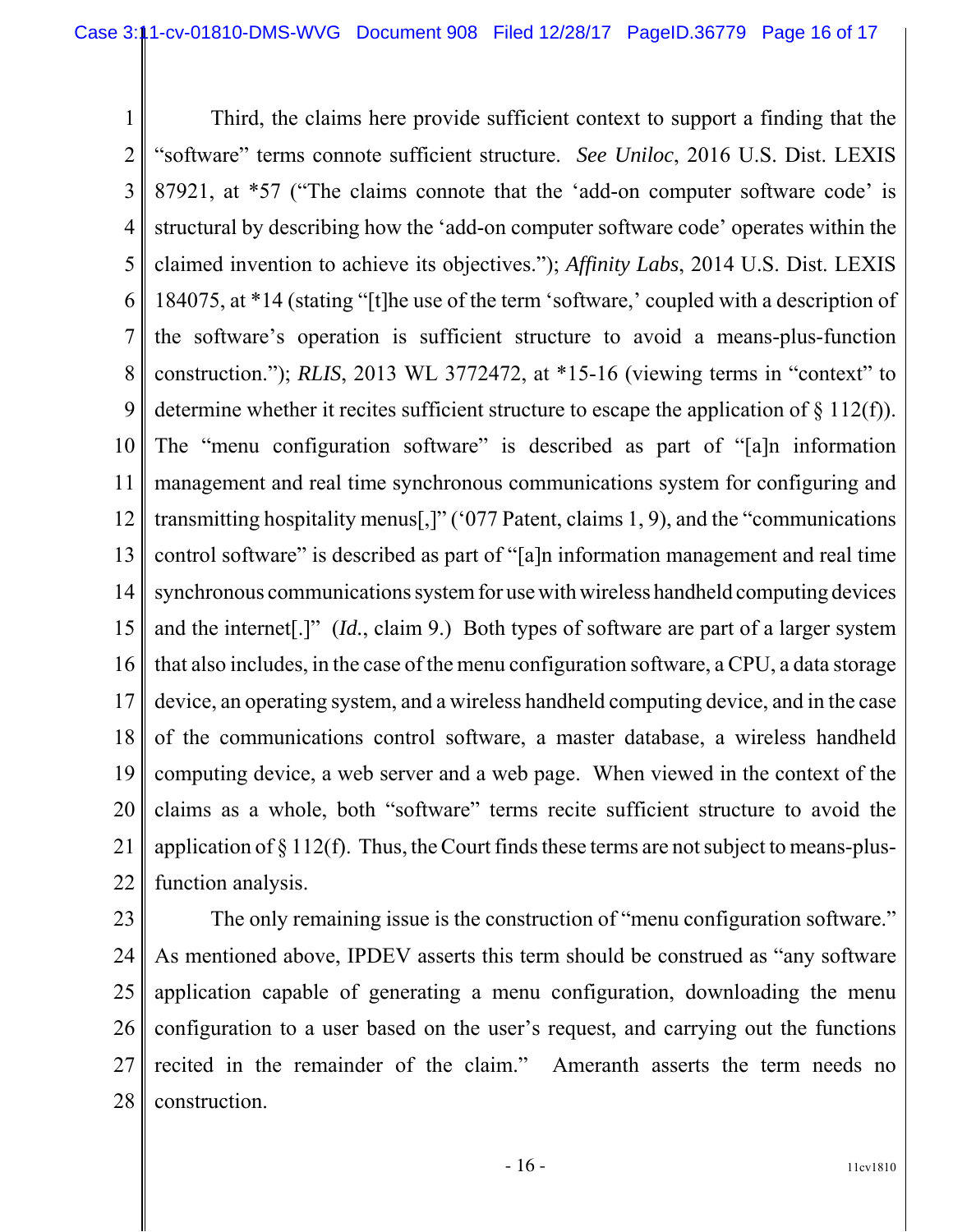Third, the claims here provide sufficient context to support a finding that the "software" terms connote sufficient structure. *See Uniloc*, 2016 U.S. Dist. LEXIS 87921, at *57 ("The claims connote that the 'add-on computer software code' is structural by describing how the 'add-on computer software code' operates within the claimed invention to achieve its objectives."); *Affinity Labs*, 2014 U.S. Dist. LEXIS 184075, at *14 (stating "[t]he use of the term 'software,' coupled with a description of the software's operation is sufficient structure to avoid a means-plus-function construction."); *RLIS*, 2013 WL 3772472, at *15-16 (viewing terms in "context" to determine whether it recites sufficient structure to escape the application of § 112(f)). The "menu configuration software" is described as part of "[a]n information management and real time synchronous communications system for configuring and transmitting hospitality menus[,]" ('077 Patent, claims 1, 9), and the "communications control software" is described as part of "[a]n information management and real time synchronous communications system for use with wireless handheld computing devices and the internet[.]" (*Id.*, claim 9.) Both types of software are part of a larger system that also includes, in the case of the menu configuration software, a CPU, a data storage device, an operating system, and a wireless handheld computing device, and in the case of the communications control software, a master database, a wireless handheld computing device, a web server and a web page. When viewed in the context of the claims as a whole, both "software" terms recite sufficient structure to avoid the application of § 112(f). Thus, the Court finds these terms are not subject to means-plus-function analysis.

The only remaining issue is the construction of "menu configuration software." As mentioned above, IPDEV asserts this term should be construed as "any software application capable of generating a menu configuration, downloading the menu configuration to a user based on the user's request, and carrying out the functions recited in the remainder of the claim." Ameranth asserts the term needs no construction.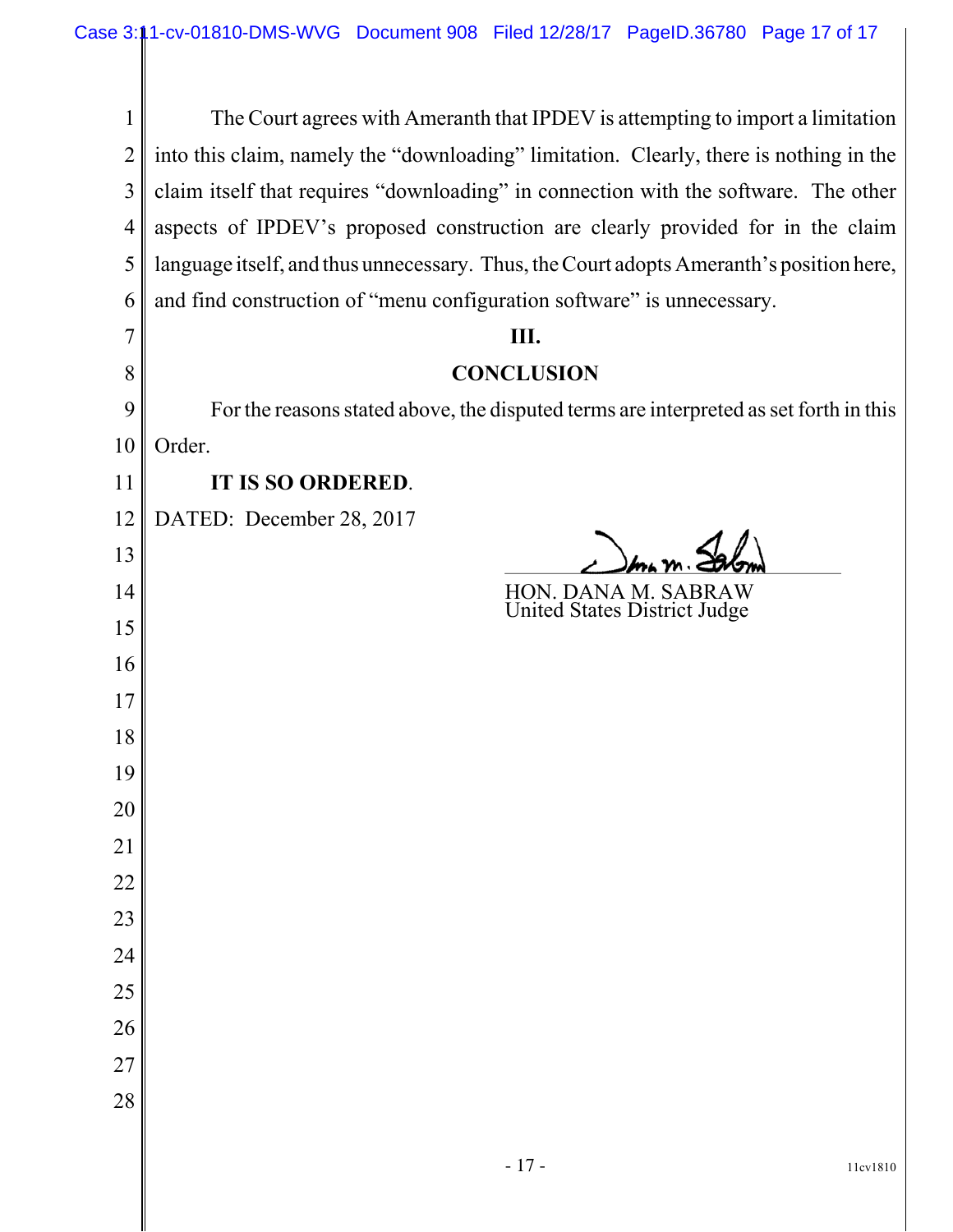The Court agrees with Ameranth that IPDEV is attempting to import a limitation into this claim, namely the "downloading" limitation. Clearly, there is nothing in the claim itself that requires "downloading" in connection with the software. The other aspects of IPDEV's proposed construction are clearly provided for in the claim language itself, and thus unnecessary. Thus, the Court adopts Ameranth's position here, and find construction of "menu configuration software" is unnecessary.

## III.

## CONCLUSION

For the reasons stated above, the disputed terms are interpreted as set forth in this Order.

**IT IS SO ORDERED**.

DATED: December 28, 2017

HON. DANA M. SABRAW
United States District Judge